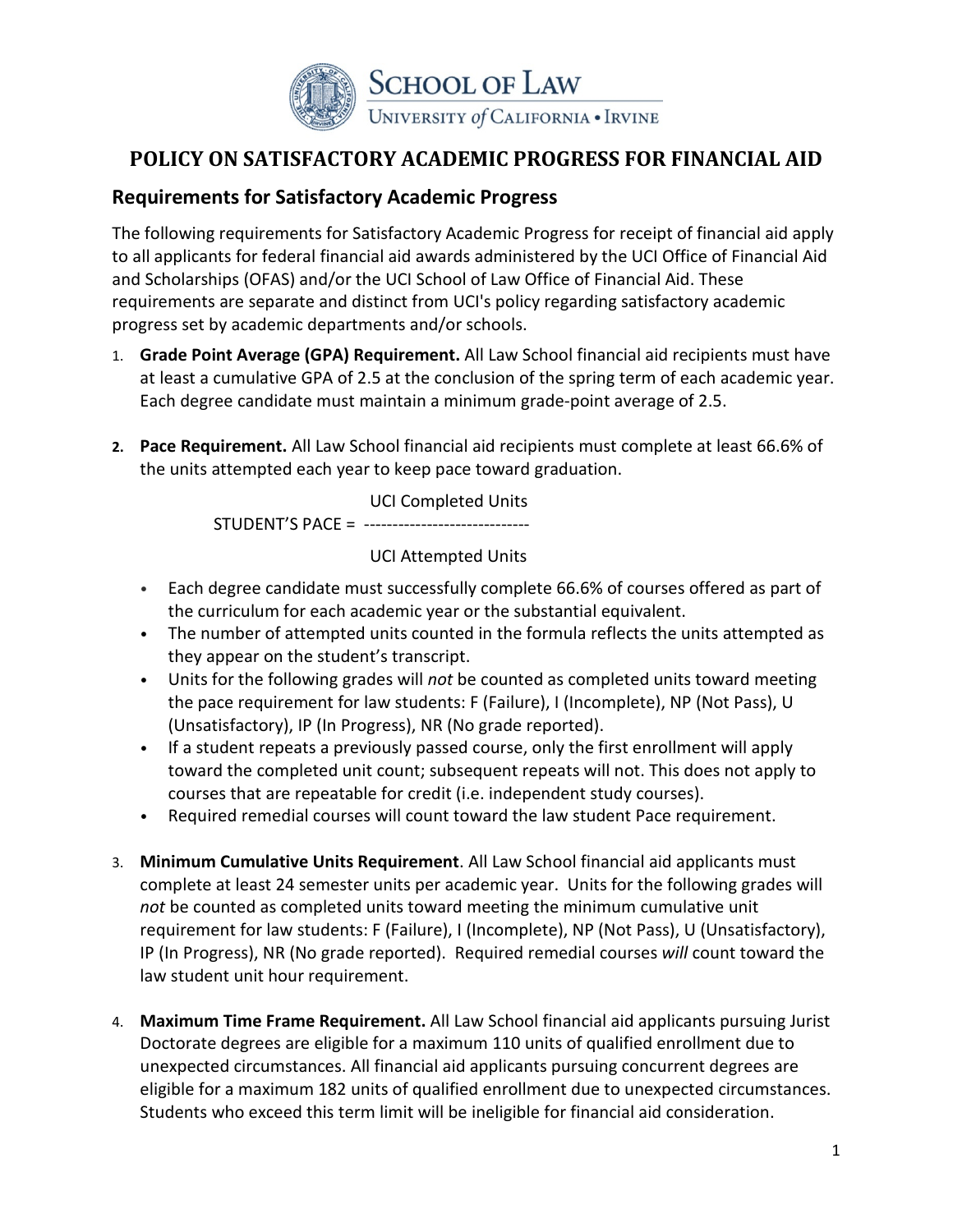# POLICY ON SATISFACTORY ACADEMIC PROGRESS FOR FINANCIAL AID

## Requirements for Satisfactory Academic Progress

The following requirements for Satisfactory Academic Progress for receipt of financial aid apply to all applicants for federal financial aid awards administered by the UCI Office of Financial Aid and Scholarships (OFAS) and/or the UCI School of Law Office of Financial Aid. These requirements are separate and distinct from UCI's policy regarding satisfactory academic progress set by academic departments and/or schools.

1. **Grade Point Average (GPA) Requirement.** All Law School financial aid recipients must have at least a cumulative GPA of 2.5 at the conclusion of the spring term of each academic year. Each degree candidate must maintain a minimum grade-point average of 2.5.

2. **Pace Requirement.** All Law School financial aid recipients must complete at least 66.6% of the units attempted each year to keep pace toward graduation.

   $$\text{STUDENT'S PACE} = \frac{\text{UCI Completed Units}}{\text{UCI Attempted Units}}$$

   - Each degree candidate must successfully complete 66.6% of courses offered as part of the curriculum for each academic year or the substantial equivalent.
   - The number of attempted units counted in the formula reflects the units attempted as they appear on the student's transcript.
   - Units for the following grades will *not* be counted as completed units toward meeting the pace requirement for law students: F (Failure), I (Incomplete), NP (Not Pass), U (Unsatisfactory), IP (In Progress), NR (No grade reported).
   - If a student repeats a previously passed course, only the first enrollment will apply toward the completed unit count; subsequent repeats will not. This does not apply to courses that are repeatable for credit (i.e. independent study courses).
   - Required remedial courses will count toward the law student Pace requirement.

3. **Minimum Cumulative Units Requirement**. All Law School financial aid applicants must complete at least 24 semester units per academic year. Units for the following grades will *not* be counted as completed units toward meeting the minimum cumulative unit requirement for law students: F (Failure), I (Incomplete), NP (Not Pass), U (Unsatisfactory), IP (In Progress), NR (No grade reported). Required remedial courses *will* count toward the law student unit hour requirement.

4. **Maximum Time Frame Requirement.** All Law School financial aid applicants pursuing Jurist Doctorate degrees are eligible for a maximum 110 units of qualified enrollment due to unexpected circumstances. All financial aid applicants pursuing concurrent degrees are eligible for a maximum 182 units of qualified enrollment due to unexpected circumstances. Students who exceed this term limit will be ineligible for financial aid consideration.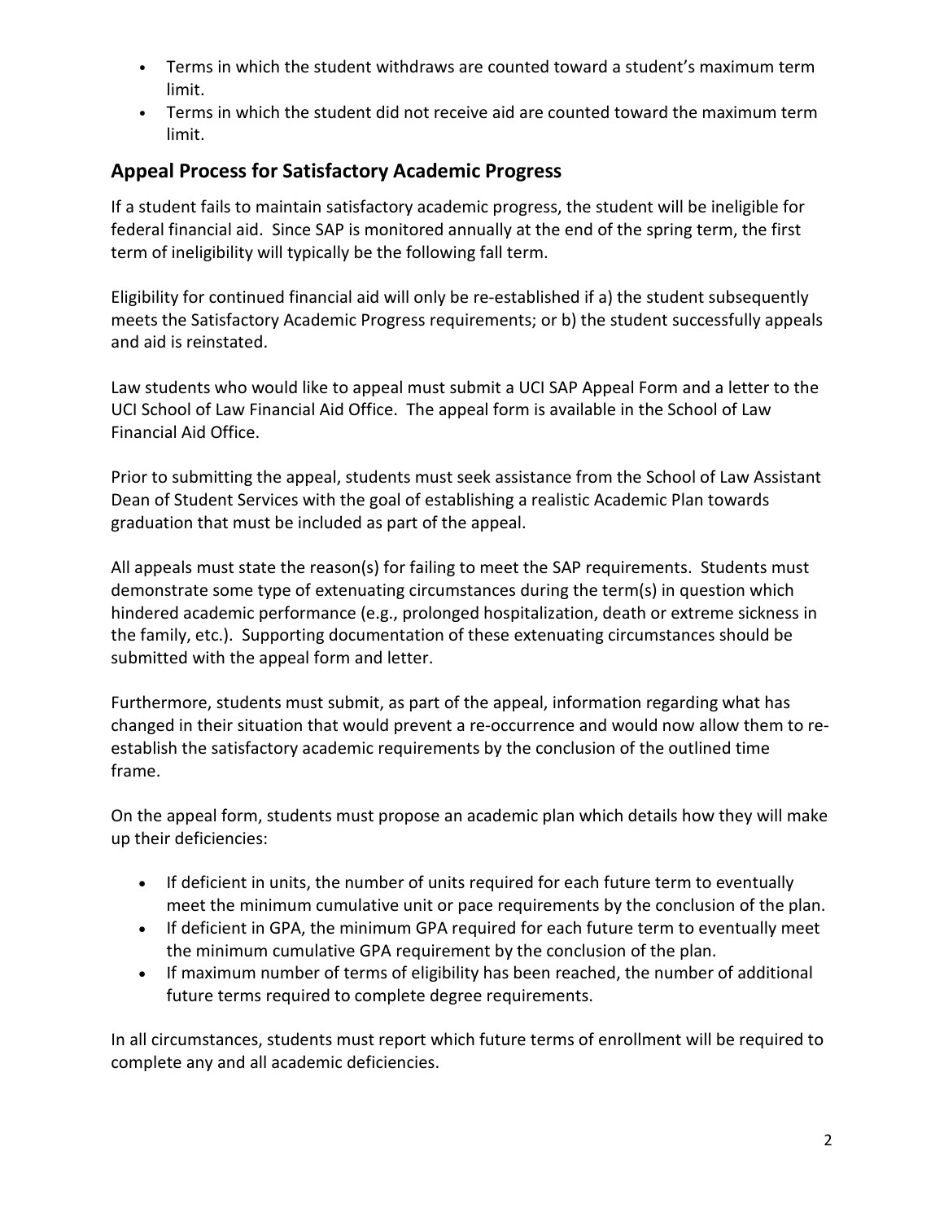- Terms in which the student withdraws are counted toward a student's maximum term limit.
- Terms in which the student did not receive aid are counted toward the maximum term limit.

## Appeal Process for Satisfactory Academic Progress

If a student fails to maintain satisfactory academic progress, the student will be ineligible for federal financial aid. Since SAP is monitored annually at the end of the spring term, the first term of ineligibility will typically be the following fall term.

Eligibility for continued financial aid will only be re-established if a) the student subsequently meets the Satisfactory Academic Progress requirements; or b) the student successfully appeals and aid is reinstated.

Law students who would like to appeal must submit a UCI SAP Appeal Form and a letter to the UCI School of Law Financial Aid Office. The appeal form is available in the School of Law Financial Aid Office.

Prior to submitting the appeal, students must seek assistance from the School of Law Assistant Dean of Student Services with the goal of establishing a realistic Academic Plan towards graduation that must be included as part of the appeal.

All appeals must state the reason(s) for failing to meet the SAP requirements. Students must demonstrate some type of extenuating circumstances during the term(s) in question which hindered academic performance (e.g., prolonged hospitalization, death or extreme sickness in the family, etc.). Supporting documentation of these extenuating circumstances should be submitted with the appeal form and letter.

Furthermore, students must submit, as part of the appeal, information regarding what has changed in their situation that would prevent a re-occurrence and would now allow them to re-establish the satisfactory academic requirements by the conclusion of the outlined time frame.

On the appeal form, students must propose an academic plan which details how they will make up their deficiencies:

- If deficient in units, the number of units required for each future term to eventually meet the minimum cumulative unit or pace requirements by the conclusion of the plan.
- If deficient in GPA, the minimum GPA required for each future term to eventually meet the minimum cumulative GPA requirement by the conclusion of the plan.
- If maximum number of terms of eligibility has been reached, the number of additional future terms required to complete degree requirements.

In all circumstances, students must report which future terms of enrollment will be required to complete any and all academic deficiencies.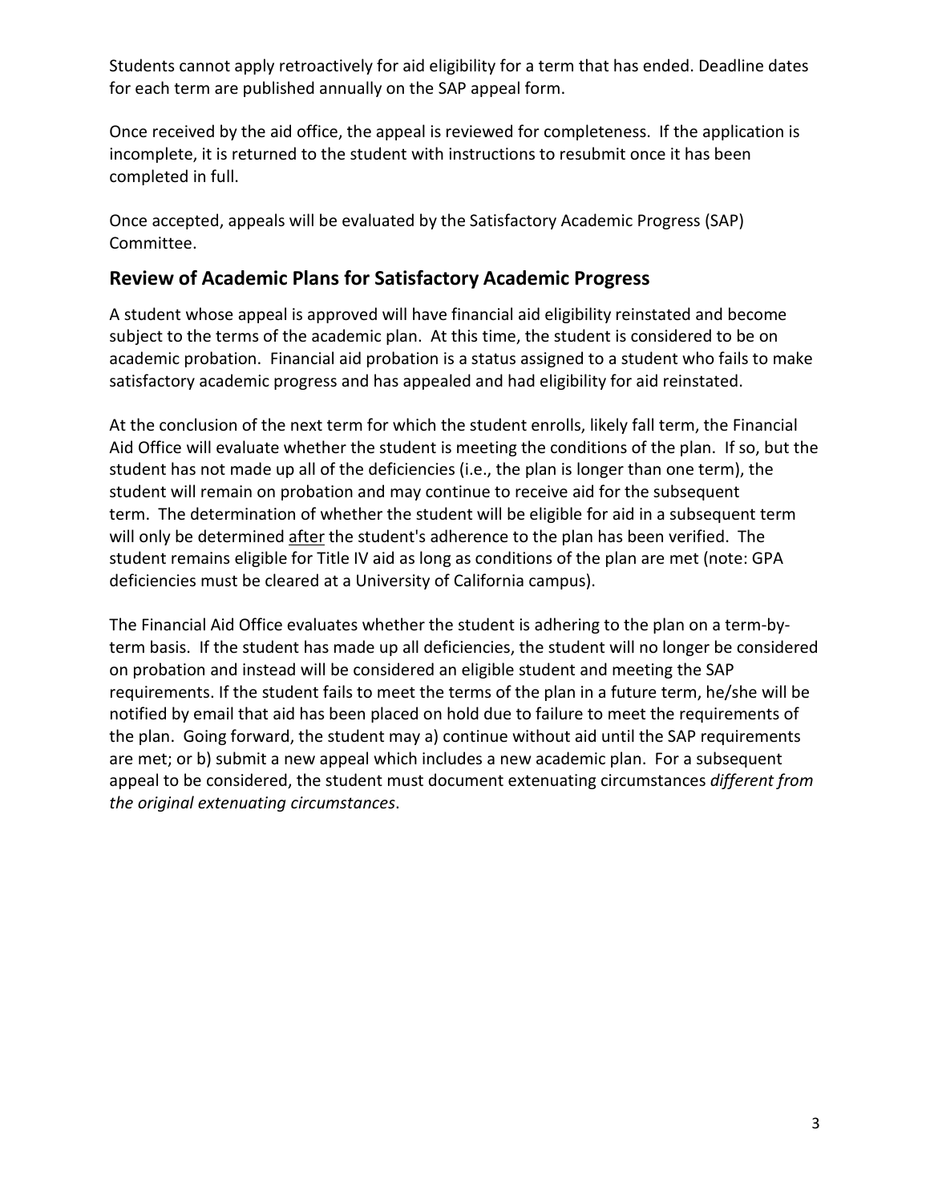Students cannot apply retroactively for aid eligibility for a term that has ended. Deadline dates for each term are published annually on the SAP appeal form.

Once received by the aid office, the appeal is reviewed for completeness. If the application is incomplete, it is returned to the student with instructions to resubmit once it has been completed in full.

Once accepted, appeals will be evaluated by the Satisfactory Academic Progress (SAP) Committee.

## Review of Academic Plans for Satisfactory Academic Progress

A student whose appeal is approved will have financial aid eligibility reinstated and become subject to the terms of the academic plan. At this time, the student is considered to be on academic probation. Financial aid probation is a status assigned to a student who fails to make satisfactory academic progress and has appealed and had eligibility for aid reinstated.

At the conclusion of the next term for which the student enrolls, likely fall term, the Financial Aid Office will evaluate whether the student is meeting the conditions of the plan. If so, but the student has not made up all of the deficiencies (i.e., the plan is longer than one term), the student will remain on probation and may continue to receive aid for the subsequent term. The determination of whether the student will be eligible for aid in a subsequent term will only be determined <u>after</u> the student's adherence to the plan has been verified. The student remains eligible for Title IV aid as long as conditions of the plan are met (note: GPA deficiencies must be cleared at a University of California campus).

The Financial Aid Office evaluates whether the student is adhering to the plan on a term-by-term basis. If the student has made up all deficiencies, the student will no longer be considered on probation and instead will be considered an eligible student and meeting the SAP requirements. If the student fails to meet the terms of the plan in a future term, he/she will be notified by email that aid has been placed on hold due to failure to meet the requirements of the plan. Going forward, the student may a) continue without aid until the SAP requirements are met; or b) submit a new appeal which includes a new academic plan. For a subsequent appeal to be considered, the student must document extenuating circumstances *different from the original extenuating circumstances*.